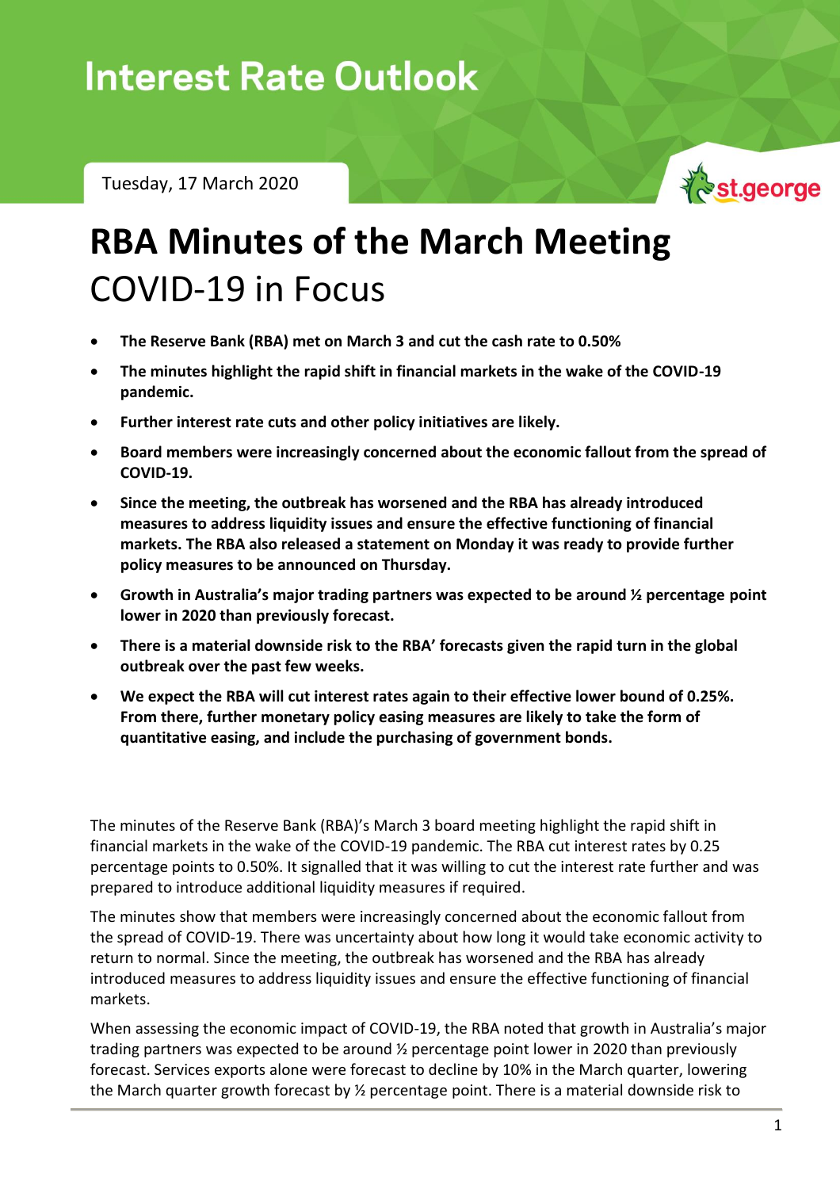# Interest Rate Outlook

Tuesday, 17 March 2020

st.george

# RBA Minutes of the March Meeting

## COVID-19 in Focus

- **The Reserve Bank (RBA) met on March 3 and cut the cash rate to 0.50%**
- **The minutes highlight the rapid shift in financial markets in the wake of the COVID-19 pandemic.**
- **Further interest rate cuts and other policy initiatives are likely.**
- **Board members were increasingly concerned about the economic fallout from the spread of COVID-19.**
- **Since the meeting, the outbreak has worsened and the RBA has already introduced measures to address liquidity issues and ensure the effective functioning of financial markets. The RBA also released a statement on Monday it was ready to provide further policy measures to be announced on Thursday.**
- **Growth in Australia's major trading partners was expected to be around ½ percentage point lower in 2020 than previously forecast.**
- **There is a material downside risk to the RBA' forecasts given the rapid turn in the global outbreak over the past few weeks.**
- **We expect the RBA will cut interest rates again to their effective lower bound of 0.25%. From there, further monetary policy easing measures are likely to take the form of quantitative easing, and include the purchasing of government bonds.**

The minutes of the Reserve Bank (RBA)'s March 3 board meeting highlight the rapid shift in financial markets in the wake of the COVID-19 pandemic. The RBA cut interest rates by 0.25 percentage points to 0.50%. It signalled that it was willing to cut the interest rate further and was prepared to introduce additional liquidity measures if required.

The minutes show that members were increasingly concerned about the economic fallout from the spread of COVID-19. There was uncertainty about how long it would take economic activity to return to normal. Since the meeting, the outbreak has worsened and the RBA has already introduced measures to address liquidity issues and ensure the effective functioning of financial markets.

When assessing the economic impact of COVID-19, the RBA noted that growth in Australia's major trading partners was expected to be around ½ percentage point lower in 2020 than previously forecast. Services exports alone were forecast to decline by 10% in the March quarter, lowering the March quarter growth forecast by ½ percentage point. There is a material downside risk to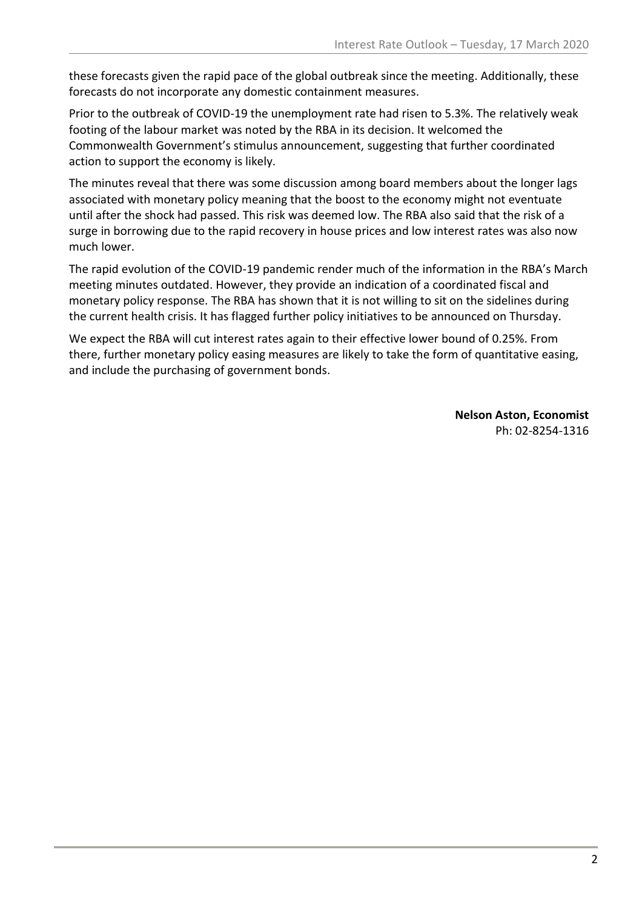these forecasts given the rapid pace of the global outbreak since the meeting. Additionally, these forecasts do not incorporate any domestic containment measures.

Prior to the outbreak of COVID-19 the unemployment rate had risen to 5.3%. The relatively weak footing of the labour market was noted by the RBA in its decision. It welcomed the Commonwealth Government's stimulus announcement, suggesting that further coordinated action to support the economy is likely.

The minutes reveal that there was some discussion among board members about the longer lags associated with monetary policy meaning that the boost to the economy might not eventuate until after the shock had passed. This risk was deemed low. The RBA also said that the risk of a surge in borrowing due to the rapid recovery in house prices and low interest rates was also now much lower.

The rapid evolution of the COVID-19 pandemic render much of the information in the RBA's March meeting minutes outdated. However, they provide an indication of a coordinated fiscal and monetary policy response. The RBA has shown that it is not willing to sit on the sidelines during the current health crisis. It has flagged further policy initiatives to be announced on Thursday.

We expect the RBA will cut interest rates again to their effective lower bound of 0.25%. From there, further monetary policy easing measures are likely to take the form of quantitative easing, and include the purchasing of government bonds.

**Nelson Aston, Economist**
Ph: 02-8254-1316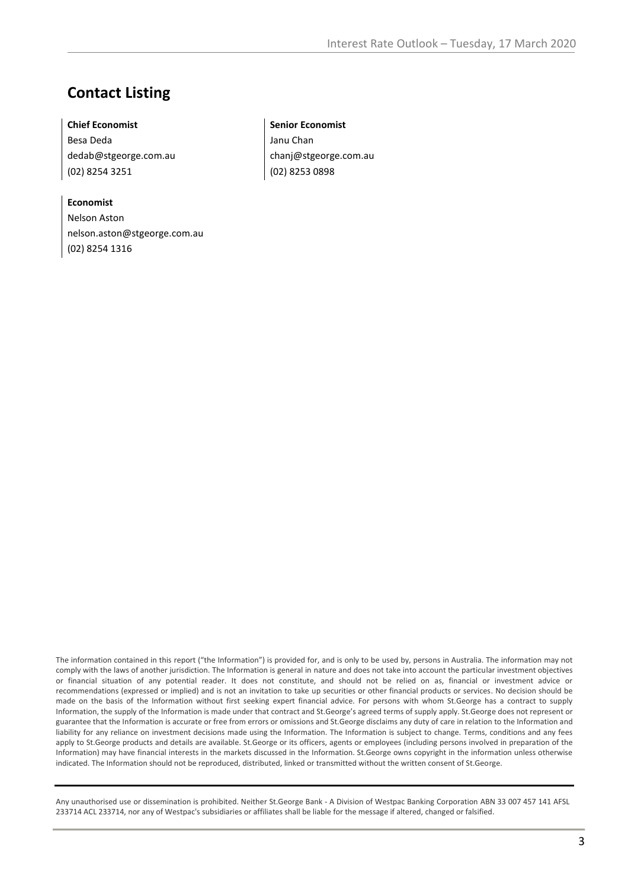## Contact Listing

**Chief Economist**
Besa Deda
dedab@stgeorge.com.au
(02) 8254 3251

**Senior Economist**
Janu Chan
chanj@stgeorge.com.au
(02) 8253 0898

**Economist**
Nelson Aston
nelson.aston@stgeorge.com.au
(02) 8254 1316

The information contained in this report ("the Information") is provided for, and is only to be used by, persons in Australia. The information may not comply with the laws of another jurisdiction. The Information is general in nature and does not take into account the particular investment objectives or financial situation of any potential reader. It does not constitute, and should not be relied on as, financial or investment advice or recommendations (expressed or implied) and is not an invitation to take up securities or other financial products or services. No decision should be made on the basis of the Information without first seeking expert financial advice. For persons with whom St.George has a contract to supply Information, the supply of the Information is made under that contract and St.George's agreed terms of supply apply. St.George does not represent or guarantee that the Information is accurate or free from errors or omissions and St.George disclaims any duty of care in relation to the Information and liability for any reliance on investment decisions made using the Information. The Information is subject to change. Terms, conditions and any fees apply to St.George products and details are available. St.George or its officers, agents or employees (including persons involved in preparation of the Information) may have financial interests in the markets discussed in the Information. St.George owns copyright in the information unless otherwise indicated. The Information should not be reproduced, distributed, linked or transmitted without the written consent of St.George.

Any unauthorised use or dissemination is prohibited. Neither St.George Bank - A Division of Westpac Banking Corporation ABN 33 007 457 141 AFSL 233714 ACL 233714, nor any of Westpac's subsidiaries or affiliates shall be liable for the message if altered, changed or falsified.